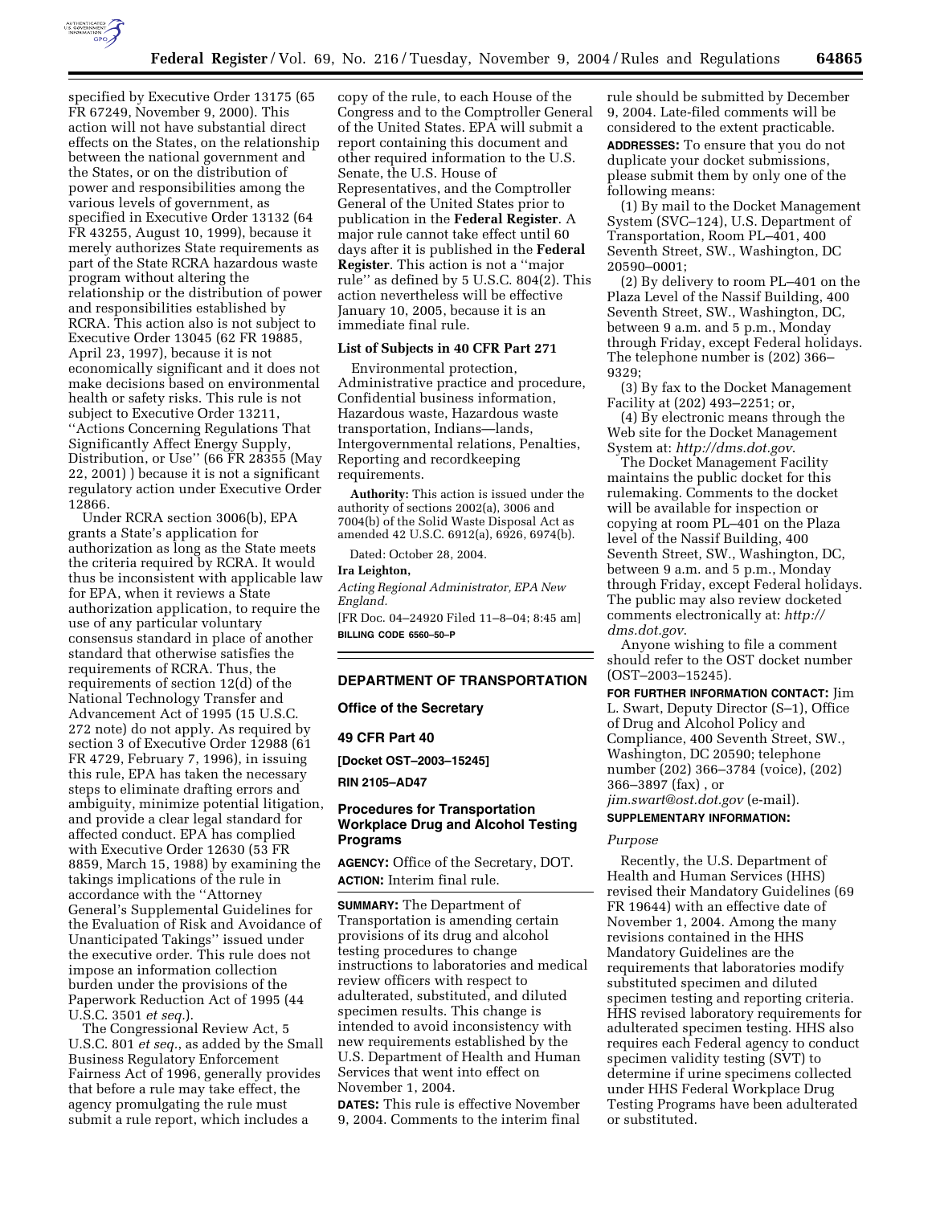specified by Executive Order 13175 (65 FR 67249, November 9, 2000). This action will not have substantial direct effects on the States, on the relationship between the national government and the States, or on the distribution of power and responsibilities among the various levels of government, as specified in Executive Order 13132 (64 FR 43255, August 10, 1999), because it merely authorizes State requirements as part of the State RCRA hazardous waste program without altering the relationship or the distribution of power and responsibilities established by RCRA. This action also is not subject to Executive Order 13045 (62 FR 19885, April 23, 1997), because it is not economically significant and it does not make decisions based on environmental health or safety risks. This rule is not subject to Executive Order 13211, ''Actions Concerning Regulations That Significantly Affect Energy Supply, Distribution, or Use'' (66 FR 28355 (May 22, 2001) ) because it is not a significant regulatory action under Executive Order 12866.

Under RCRA section 3006(b), EPA grants a State's application for authorization as long as the State meets the criteria required by RCRA. It would thus be inconsistent with applicable law for EPA, when it reviews a State authorization application, to require the use of any particular voluntary consensus standard in place of another standard that otherwise satisfies the requirements of RCRA. Thus, the requirements of section 12(d) of the National Technology Transfer and Advancement Act of 1995 (15 U.S.C. 272 note) do not apply. As required by section 3 of Executive Order 12988 (61 FR 4729, February 7, 1996), in issuing this rule, EPA has taken the necessary steps to eliminate drafting errors and ambiguity, minimize potential litigation, and provide a clear legal standard for affected conduct. EPA has complied with Executive Order 12630 (53 FR 8859, March 15, 1988) by examining the takings implications of the rule in accordance with the ''Attorney General's Supplemental Guidelines for the Evaluation of Risk and Avoidance of Unanticipated Takings'' issued under the executive order. This rule does not impose an information collection burden under the provisions of the Paperwork Reduction Act of 1995 (44 U.S.C. 3501 *et seq.*).

The Congressional Review Act, 5 U.S.C. 801 *et seq.*, as added by the Small Business Regulatory Enforcement Fairness Act of 1996, generally provides that before a rule may take effect, the agency promulgating the rule must submit a rule report, which includes a copy of the rule, to each House of the Congress and to the Comptroller General of the United States. EPA will submit a report containing this document and other required information to the U.S. Senate, the U.S. House of Representatives, and the Comptroller General of the United States prior to publication in the **Federal Register**. A major rule cannot take effect until 60 days after it is published in the **Federal Register**. This action is not a ''major rule'' as defined by 5 U.S.C. 804(2). This action nevertheless will be effective January 10, 2005, because it is an immediate final rule.

### List of Subjects in 40 CFR Part 271

Environmental protection, Administrative practice and procedure, Confidential business information, Hazardous waste, Hazardous waste transportation, Indians—lands, Intergovernmental relations, Penalties, Reporting and recordkeeping requirements.

**Authority:** This action is issued under the authority of sections 2002(a), 3006 and 7004(b) of the Solid Waste Disposal Act as amended 42 U.S.C. 6912(a), 6926, 6974(b).

Dated: October 28, 2004.

**Ira Leighton,**

*Acting Regional Administrator, EPA New England.*

[FR Doc. 04–24920 Filed 11–8–04; 8:45 am]

**BILLING CODE 6560–50–P**

## DEPARTMENT OF TRANSPORTATION

### Office of the Secretary

### 49 CFR Part 40

**[Docket OST–2003–15245]**

**RIN 2105–AD47**

## Procedures for Transportation Workplace Drug and Alcohol Testing Programs

**AGENCY:** Office of the Secretary, DOT.

**ACTION:** Interim final rule.

**SUMMARY:** The Department of Transportation is amending certain provisions of its drug and alcohol testing procedures to change instructions to laboratories and medical review officers with respect to adulterated, substituted, and diluted specimen results. This change is intended to avoid inconsistency with new requirements established by the U.S. Department of Health and Human Services that went into effect on November 1, 2004.

**DATES:** This rule is effective November 9, 2004. Comments to the interim final rule should be submitted by December 9, 2004. Late-filed comments will be considered to the extent practicable.

**ADDRESSES:** To ensure that you do not duplicate your docket submissions, please submit them by only one of the following means:

(1) By mail to the Docket Management System (SVC–124), U.S. Department of Transportation, Room PL–401, 400 Seventh Street, SW., Washington, DC 20590–0001;

(2) By delivery to room PL–401 on the Plaza Level of the Nassif Building, 400 Seventh Street, SW., Washington, DC, between 9 a.m. and 5 p.m., Monday through Friday, except Federal holidays. The telephone number is (202) 366–9329;

(3) By fax to the Docket Management Facility at (202) 493–2251; or,

(4) By electronic means through the Web site for the Docket Management System at: *http://dms.dot.gov*.

The Docket Management Facility maintains the public docket for this rulemaking. Comments to the docket will be available for inspection or copying at room PL–401 on the Plaza level of the Nassif Building, 400 Seventh Street, SW., Washington, DC, between 9 a.m. and 5 p.m., Monday through Friday, except Federal holidays. The public may also review docketed comments electronically at: *http://dms.dot.gov*.

Anyone wishing to file a comment should refer to the OST docket number (OST–2003–15245).

**FOR FURTHER INFORMATION CONTACT:** Jim L. Swart, Deputy Director (S–1), Office of Drug and Alcohol Policy and Compliance, 400 Seventh Street, SW., Washington, DC 20590; telephone number (202) 366–3784 (voice), (202) 366–3897 (fax) , or *jim.swart@ost.dot.gov* (e-mail).

**SUPPLEMENTARY INFORMATION:**

*Purpose*

Recently, the U.S. Department of Health and Human Services (HHS) revised their Mandatory Guidelines (69 FR 19644) with an effective date of November 1, 2004. Among the many revisions contained in the HHS Mandatory Guidelines are the requirements that laboratories modify substituted specimen and diluted specimen testing and reporting criteria. HHS revised laboratory requirements for adulterated specimen testing. HHS also requires each Federal agency to conduct specimen validity testing (SVT) to determine if urine specimens collected under HHS Federal Workplace Drug Testing Programs have been adulterated or substituted.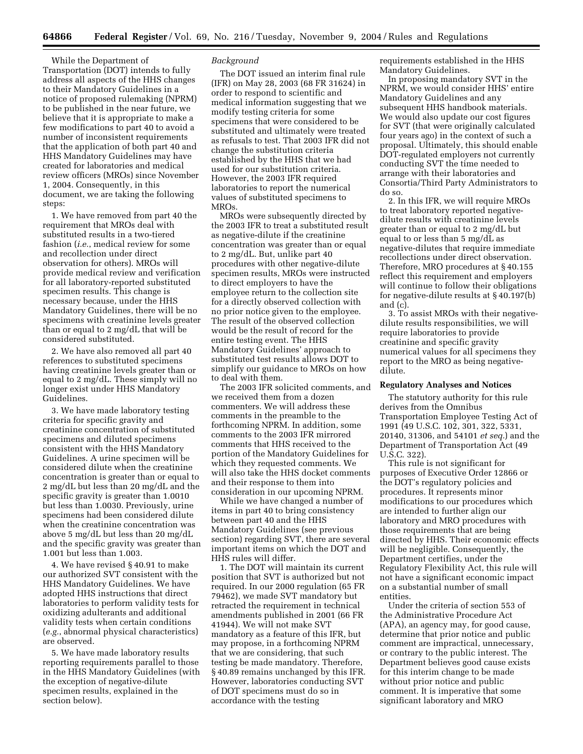While the Department of Transportation (DOT) intends to fully address all aspects of the HHS changes to their Mandatory Guidelines in a notice of proposed rulemaking (NPRM) to be published in the near future, we believe that it is appropriate to make a few modifications to part 40 to avoid a number of inconsistent requirements that the application of both part 40 and HHS Mandatory Guidelines may have created for laboratories and medical review officers (MROs) since November 1, 2004. Consequently, in this document, we are taking the following steps:

1. We have removed from part 40 the requirement that MROs deal with substituted results in a two-tiered fashion (*i.e.*, medical review for some and recollection under direct observation for others). MROs will provide medical review and verification for all laboratory-reported substituted specimen results. This change is necessary because, under the HHS Mandatory Guidelines, there will be no specimens with creatinine levels greater than or equal to 2 mg/dL that will be considered substituted.

2. We have also removed all part 40 references to substituted specimens having creatinine levels greater than or equal to 2 mg/dL. These simply will no longer exist under HHS Mandatory Guidelines.

3. We have made laboratory testing criteria for specific gravity and creatinine concentration of substituted specimens and diluted specimens consistent with the HHS Mandatory Guidelines. A urine specimen will be considered dilute when the creatinine concentration is greater than or equal to 2 mg/dL but less than 20 mg/dL and the specific gravity is greater than 1.0010 but less than 1.0030. Previously, urine specimens had been considered dilute when the creatinine concentration was above 5 mg/dL but less than 20 mg/dL and the specific gravity was greater than 1.001 but less than 1.003.

4. We have revised § 40.91 to make our authorized SVT consistent with the HHS Mandatory Guidelines. We have adopted HHS instructions that direct laboratories to perform validity tests for oxidizing adulterants and additional validity tests when certain conditions (*e.g.*, abnormal physical characteristics) are observed.

5. We have made laboratory results reporting requirements parallel to those in the HHS Mandatory Guidelines (with the exception of negative-dilute specimen results, explained in the section below).

*Background*

The DOT issued an interim final rule (IFR) on May 28, 2003 (68 FR 31624) in order to respond to scientific and medical information suggesting that we modify testing criteria for some specimens that were considered to be substituted and ultimately were treated as refusals to test. That 2003 IFR did not change the substitution criteria established by the HHS that we had used for our substitution criteria. However, the 2003 IFR required laboratories to report the numerical values of substituted specimens to MROs.

MROs were subsequently directed by the 2003 IFR to treat a substituted result as negative-dilute if the creatinine concentration was greater than or equal to 2 mg/dL. But, unlike part 40 procedures with other negative-dilute specimen results, MROs were instructed to direct employers to have the employee return to the collection site for a directly observed collection with no prior notice given to the employee. The result of the observed collection would be the result of record for the entire testing event. The HHS Mandatory Guidelines' approach to substituted test results allows DOT to simplify our guidance to MROs on how to deal with them.

The 2003 IFR solicited comments, and we received them from a dozen commenters. We will address these comments in the preamble to the forthcoming NPRM. In addition, some comments to the 2003 IFR mirrored comments that HHS received to the portion of the Mandatory Guidelines for which they requested comments. We will also take the HHS docket comments and their response to them into consideration in our upcoming NPRM.

While we have changed a number of items in part 40 to bring consistency between part 40 and the HHS Mandatory Guidelines (see previous section) regarding SVT, there are several important items on which the DOT and HHS rules will differ.

1. The DOT will maintain its current position that SVT is authorized but not required. In our 2000 regulation (65 FR 79462), we made SVT mandatory but retracted the requirement in technical amendments published in 2001 (66 FR 41944). We will not make SVT mandatory as a feature of this IFR, but may propose, in a forthcoming NPRM that we are considering, that such testing be made mandatory. Therefore, § 40.89 remains unchanged by this IFR. However, laboratories conducting SVT of DOT specimens must do so in accordance with the testing requirements established in the HHS Mandatory Guidelines.

In proposing mandatory SVT in the NPRM, we would consider HHS' entire Mandatory Guidelines and any subsequent HHS handbook materials. We would also update our cost figures for SVT (that were originally calculated four years ago) in the context of such a proposal. Ultimately, this should enable DOT-regulated employers not currently conducting SVT the time needed to arrange with their laboratories and Consortia/Third Party Administrators to do so.

2. In this IFR, we will require MROs to treat laboratory reported negative-dilute results with creatinine levels greater than or equal to 2 mg/dL but equal to or less than 5 mg/dL as negative-dilutes that require immediate recollections under direct observation. Therefore, MRO procedures at § 40.155 reflect this requirement and employers will continue to follow their obligations for negative-dilute results at § 40.197(b) and (c).

3. To assist MROs with their negative-dilute results responsibilities, we will require laboratories to provide creatinine and specific gravity numerical values for all specimens they report to the MRO as being negative-dilute.

**Regulatory Analyses and Notices**

The statutory authority for this rule derives from the Omnibus Transportation Employee Testing Act of 1991 (49 U.S.C. 102, 301, 322, 5331, 20140, 31306, and 54101 *et seq.*) and the Department of Transportation Act (49 U.S.C. 322).

This rule is not significant for purposes of Executive Order 12866 or the DOT's regulatory policies and procedures. It represents minor modifications to our procedures which are intended to further align our laboratory and MRO procedures with those requirements that are being directed by HHS. Their economic effects will be negligible. Consequently, the Department certifies, under the Regulatory Flexibility Act, this rule will not have a significant economic impact on a substantial number of small entities.

Under the criteria of section 553 of the Administrative Procedure Act (APA), an agency may, for good cause, determine that prior notice and public comment are impractical, unnecessary, or contrary to the public interest. The Department believes good cause exists for this interim change to be made without prior notice and public comment. It is imperative that some significant laboratory and MRO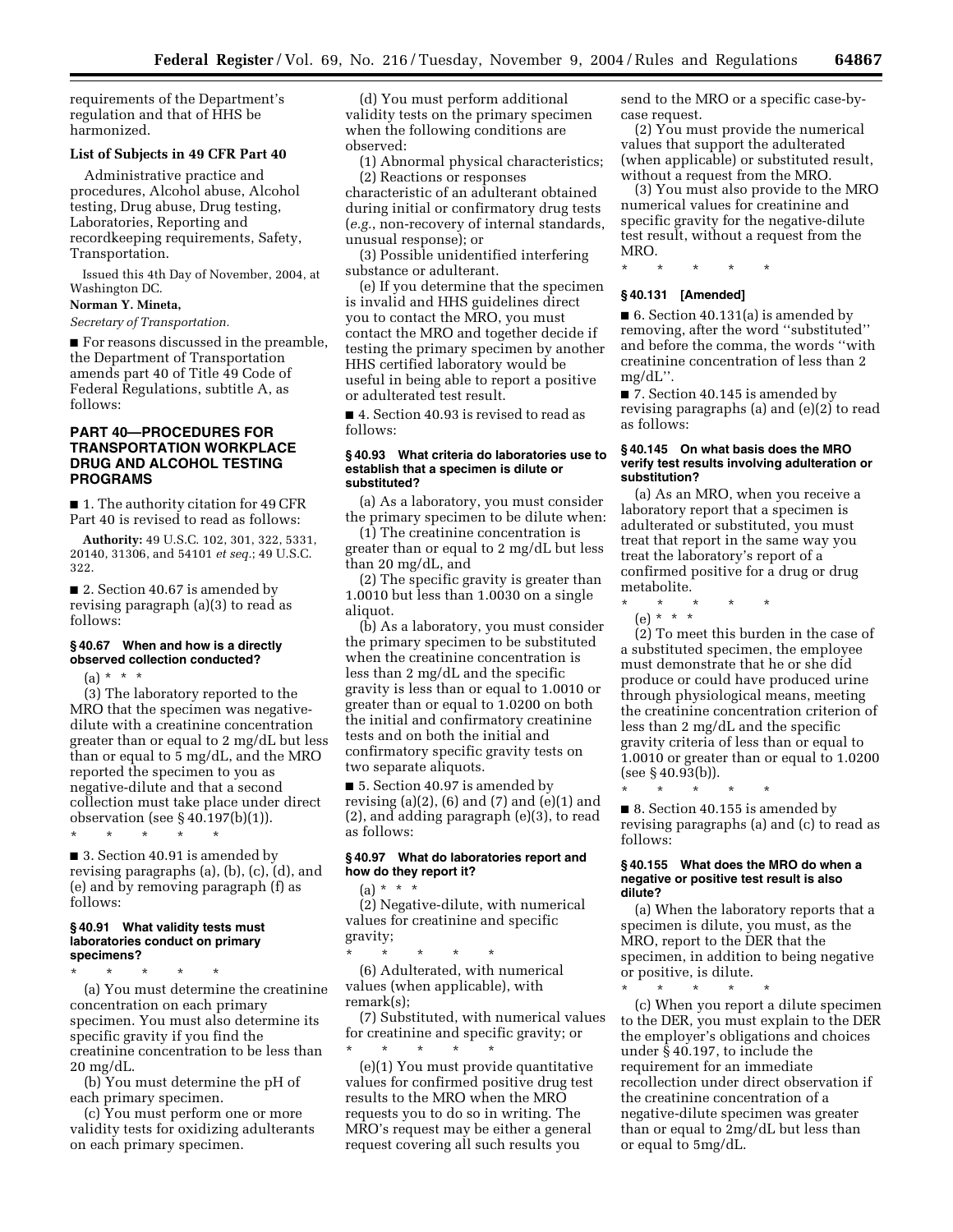requirements of the Department's regulation and that of HHS be harmonized.

**List of Subjects in 49 CFR Part 40**

Administrative practice and procedures, Alcohol abuse, Alcohol testing, Drug abuse, Drug testing, Laboratories, Reporting and recordkeeping requirements, Safety, Transportation.

Issued this 4th Day of November, 2004, at Washington DC.

**Norman Y. Mineta,**

*Secretary of Transportation.*

■ For reasons discussed in the preamble, the Department of Transportation amends part 40 of Title 49 Code of Federal Regulations, subtitle A, as follows:

## PART 40—PROCEDURES FOR TRANSPORTATION WORKPLACE DRUG AND ALCOHOL TESTING PROGRAMS

■ 1. The authority citation for 49 CFR Part 40 is revised to read as follows:

**Authority:** 49 U.S.C. 102, 301, 322, 5331, 20140, 31306, and 54101 *et seq.*; 49 U.S.C. 322.

■ 2. Section 40.67 is amended by revising paragraph (a)(3) to read as follows:

### § 40.67 When and how is a directly observed collection conducted?

(a) * * *

(3) The laboratory reported to the MRO that the specimen was negative-dilute with a creatinine concentration greater than or equal to 2 mg/dL but less than or equal to 5 mg/dL, and the MRO reported the specimen to you as negative-dilute and that a second collection must take place under direct observation (see § 40.197(b)(1)).

\* \* \* \* \*

■ 3. Section 40.91 is amended by revising paragraphs (a), (b), (c), (d), and (e) and by removing paragraph (f) as follows:

### § 40.91 What validity tests must laboratories conduct on primary specimens?

\* \* \* \* \*

(a) You must determine the creatinine concentration on each primary specimen. You must also determine its specific gravity if you find the creatinine concentration to be less than 20 mg/dL.

(b) You must determine the pH of each primary specimen.

(c) You must perform one or more validity tests for oxidizing adulterants on each primary specimen.

(d) You must perform additional validity tests on the primary specimen when the following conditions are observed:

(1) Abnormal physical characteristics;

(2) Reactions or responses characteristic of an adulterant obtained during initial or confirmatory drug tests (*e.g.*, non-recovery of internal standards, unusual response); or

(3) Possible unidentified interfering substance or adulterant.

(e) If you determine that the specimen is invalid and HHS guidelines direct you to contact the MRO, you must contact the MRO and together decide if testing the primary specimen by another HHS certified laboratory would be useful in being able to report a positive or adulterated test result.

■ 4. Section 40.93 is revised to read as follows:

### § 40.93 What criteria do laboratories use to establish that a specimen is dilute or substituted?

(a) As a laboratory, you must consider the primary specimen to be dilute when:

(1) The creatinine concentration is greater than or equal to 2 mg/dL but less than 20 mg/dL, and

(2) The specific gravity is greater than 1.0010 but less than 1.0030 on a single aliquot.

(b) As a laboratory, you must consider the primary specimen to be substituted when the creatinine concentration is less than 2 mg/dL and the specific gravity is less than or equal to 1.0010 or greater than or equal to 1.0200 on both the initial and confirmatory creatinine tests and on both the initial and confirmatory specific gravity tests on two separate aliquots.

■ 5. Section 40.97 is amended by revising (a)(2), (6) and (7) and (e)(1) and (2), and adding paragraph (e)(3), to read as follows:

### § 40.97 What do laboratories report and how do they report it?

(a) * * *

(2) Negative-dilute, with numerical values for creatinine and specific gravity;

\* \* \* \* \*

(6) Adulterated, with numerical values (when applicable), with remark(s);

(7) Substituted, with numerical values for creatinine and specific gravity; or

\* \* \* \* \*

(e)(1) You must provide quantitative values for confirmed positive drug test results to the MRO when the MRO requests you to do so in writing. The MRO's request may be either a general request covering all such results you send to the MRO or a specific case-by-case request.

(2) You must provide the numerical values that support the adulterated (when applicable) or substituted result, without a request from the MRO.

(3) You must also provide to the MRO numerical values for creatinine and specific gravity for the negative-dilute test result, without a request from the MRO.

\* \* \* \* \*

### § 40.131 [Amended]

■ 6. Section 40.131(a) is amended by removing, after the word "substituted" and before the comma, the words "with creatinine concentration of less than 2 mg/dL".

■ 7. Section 40.145 is amended by revising paragraphs (a) and (e)(2) to read as follows:

### § 40.145 On what basis does the MRO verify test results involving adulteration or substitution?

(a) As an MRO, when you receive a laboratory report that a specimen is adulterated or substituted, you must treat that report in the same way you treat the laboratory's report of a confirmed positive for a drug or drug metabolite.

\* \* \* \* \*

(e) * * *

(2) To meet this burden in the case of a substituted specimen, the employee must demonstrate that he or she did produce or could have produced urine through physiological means, meeting the creatinine concentration criterion of less than 2 mg/dL and the specific gravity criteria of less than or equal to 1.0010 or greater than or equal to 1.0200 (see § 40.93(b)).

\* \* \* \* \*

■ 8. Section 40.155 is amended by revising paragraphs (a) and (c) to read as follows:

### § 40.155 What does the MRO do when a negative or positive test result is also dilute?

(a) When the laboratory reports that a specimen is dilute, you must, as the MRO, report to the DER that the specimen, in addition to being negative or positive, is dilute.

\* \* \* \* \*

(c) When you report a dilute specimen to the DER, you must explain to the DER the employer's obligations and choices under § 40.197, to include the requirement for an immediate recollection under direct observation if the creatinine concentration of a negative-dilute specimen was greater than or equal to 2mg/dL but less than or equal to 5mg/dL.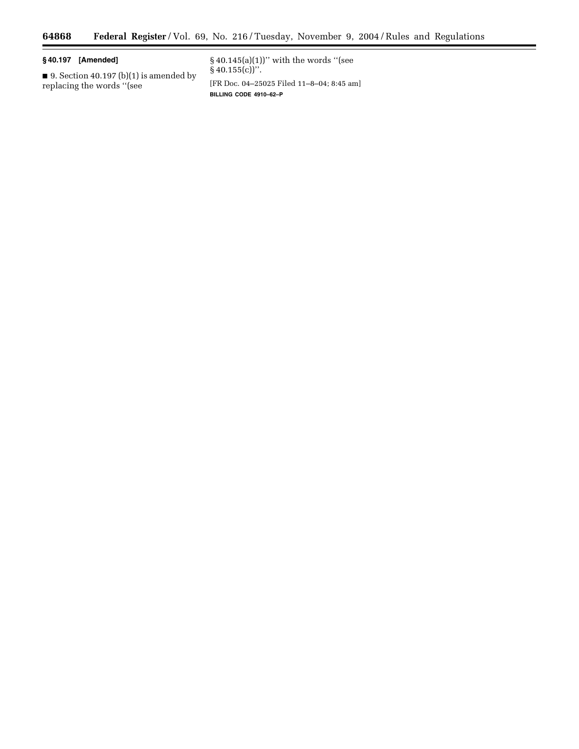**§ 40.197 [Amended]**

■ 9. Section 40.197 (b)(1) is amended by replacing the words ''(see § 40.145(a)(1))'' with the words ''(see § 40.155(c))''.

[FR Doc. 04–25025 Filed 11–8–04; 8:45 am]

**BILLING CODE 4910–62–P**